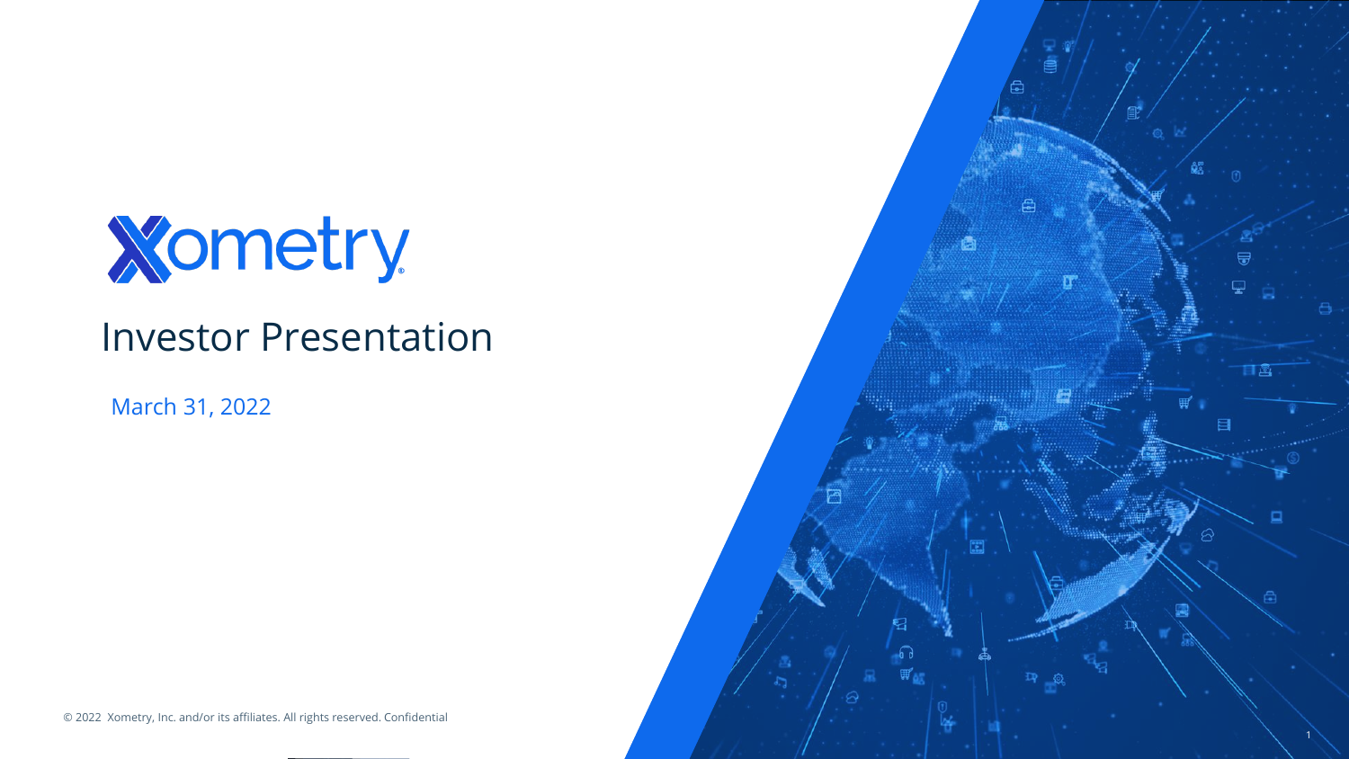# Xometry

## Investor Presentation

March 31, 2022

© 2022 Xometry, Inc. and/or its affiliates. All rights reserved. Confidential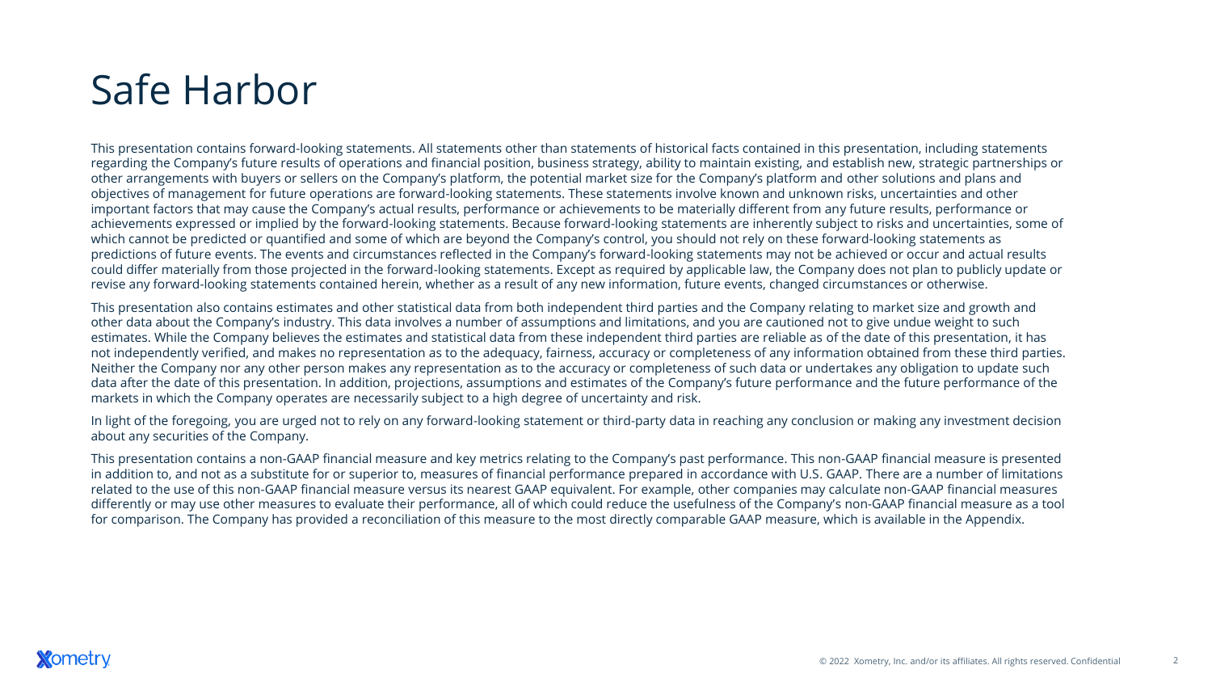# Safe Harbor

This presentation contains forward-looking statements. All statements other than statements of historical facts contained in this presentation, including statements regarding the Company's future results of operations and financial position, business strategy, ability to maintain existing, and establish new, strategic partnerships or other arrangements with buyers or sellers on the Company's platform, the potential market size for the Company's platform and other solutions and plans and objectives of management for future operations are forward-looking statements. These statements involve known and unknown risks, uncertainties and other important factors that may cause the Company's actual results, performance or achievements to be materially different from any future results, performance or achievements expressed or implied by the forward-looking statements. Because forward-looking statements are inherently subject to risks and uncertainties, some of which cannot be predicted or quantified and some of which are beyond the Company's control, you should not rely on these forward-looking statements as predictions of future events. The events and circumstances reflected in the Company's forward-looking statements may not be achieved or occur and actual results could differ materially from those projected in the forward-looking statements. Except as required by applicable law, the Company does not plan to publicly update or revise any forward-looking statements contained herein, whether as a result of any new information, future events, changed circumstances or otherwise.

This presentation also contains estimates and other statistical data from both independent third parties and the Company relating to market size and growth and other data about the Company's industry. This data involves a number of assumptions and limitations, and you are cautioned not to give undue weight to such estimates. While the Company believes the estimates and statistical data from these independent third parties are reliable as of the date of this presentation, it has not independently verified, and makes no representation as to the adequacy, fairness, accuracy or completeness of any information obtained from these third parties. Neither the Company nor any other person makes any representation as to the accuracy or completeness of such data or undertakes any obligation to update such data after the date of this presentation. In addition, projections, assumptions and estimates of the Company's future performance and the future performance of the markets in which the Company operates are necessarily subject to a high degree of uncertainty and risk.

In light of the foregoing, you are urged not to rely on any forward-looking statement or third-party data in reaching any conclusion or making any investment decision about any securities of the Company.

This presentation contains a non-GAAP financial measure and key metrics relating to the Company's past performance. This non-GAAP financial measure is presented in addition to, and not as a substitute for or superior to, measures of financial performance prepared in accordance with U.S. GAAP. There are a number of limitations related to the use of this non-GAAP financial measure versus its nearest GAAP equivalent. For example, other companies may calculate non-GAAP financial measures differently or may use other measures to evaluate their performance, all of which could reduce the usefulness of the Company's non-GAAP financial measure as a tool for comparison. The Company has provided a reconciliation of this measure to the most directly comparable GAAP measure, which is available in the Appendix.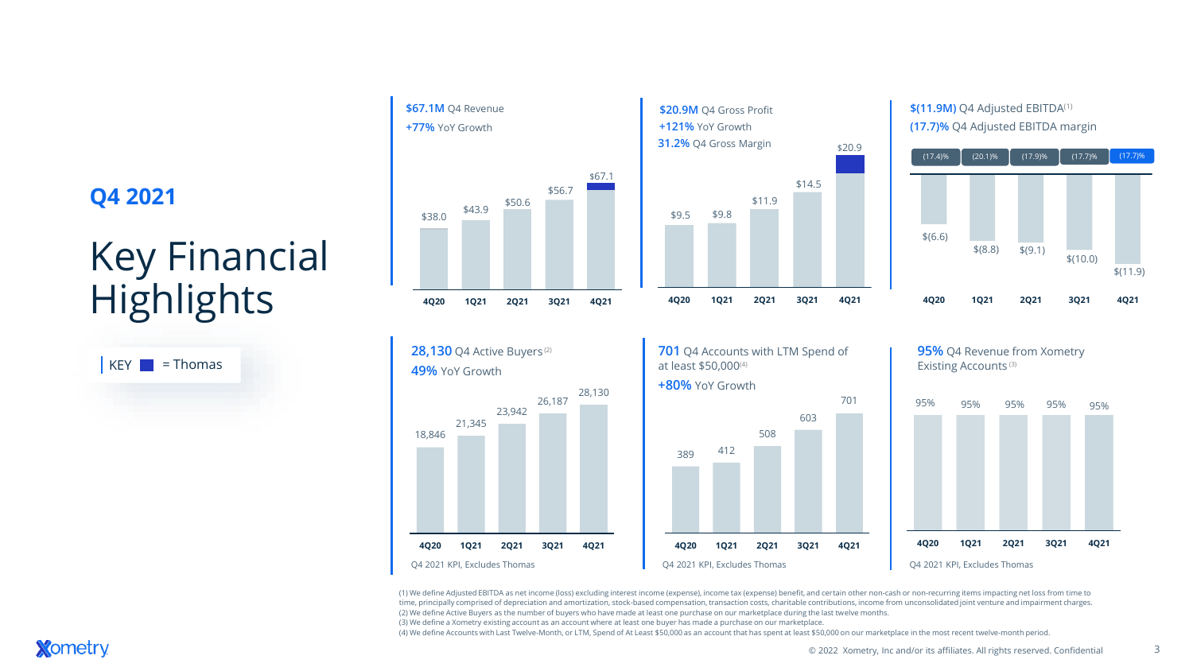## Q4 2021

# Key Financial Highlights

KEY ■ = Thomas

**$67.1M** Q4 Revenue
**+77%** YoY Growth

| | 4Q20 | 1Q21 | 2Q21 | 3Q21 | 4Q21 |
|---|---|---|---|---|---|
| Revenue | $38.0 | $43.9 | $50.6 | $56.7 | $67.1 |

**$20.9M** Q4 Gross Profit
**+121%** YoY Growth
**31.2%** Q4 Gross Margin

| | 4Q20 | 1Q21 | 2Q21 | 3Q21 | 4Q21 |
|---|---|---|---|---|---|
| Gross Profit | $9.5 | $9.8 | $11.9 | $14.5 | $20.9 |

**$(11.9M)** Q4 Adjusted EBITDA(1)
**(17.7)%** Q4 Adjusted EBITDA margin

| | 4Q20 | 1Q21 | 2Q21 | 3Q21 | 4Q21 |
|---|---|---|---|---|---|
| Adjusted EBITDA margin | (17.4)% | (20.1)% | (17.9)% | (17.7)% | (17.7)% |
| Adjusted EBITDA | $(6.6) | $(8.8) | $(9.1) | $(10.0) | $(11.9) |

**28,130** Q4 Active Buyers(2)
**49%** YoY Growth

| | 4Q20 | 1Q21 | 2Q21 | 3Q21 | 4Q21 |
|---|---|---|---|---|---|
| Active Buyers | 18,846 | 21,345 | 23,942 | 26,187 | 28,130 |

Q4 2021 KPI, Excludes Thomas

**701** Q4 Accounts with LTM Spend of at least $50,000(4)
**+80%** YoY Growth

| | 4Q20 | 1Q21 | 2Q21 | 3Q21 | 4Q21 |
|---|---|---|---|---|---|
| Accounts with LTM Spend of at least $50,000 | 389 | 412 | 508 | 603 | 701 |

Q4 2021 KPI, Excludes Thomas

**95%** Q4 Revenue from Xometry Existing Accounts(3)

| | 4Q20 | 1Q21 | 2Q21 | 3Q21 | 4Q21 |
|---|---|---|---|---|---|
| Revenue from Existing Accounts | 95% | 95% | 95% | 95% | 95% |

Q4 2021 KPI, Excludes Thomas

(1) We define Adjusted EBITDA as net income (loss) excluding interest income (expense), income tax (expense) benefit, and certain other non-cash or non-recurring items impacting net loss from time to time, principally comprised of depreciation and amortization, stock-based compensation, transaction costs, charitable contributions, income from unconsolidated joint venture and impairment charges.
(2) We define Active Buyers as the number of buyers who have made at least one purchase on our marketplace during the last twelve months.
(3) We define a Xometry existing account as an account where at least one buyer has made a purchase on our marketplace.
(4) We define Accounts with Last Twelve-Month, or LTM, Spend of At Least $50,000 as an account that has spent at least $50,000 on our marketplace in the most recent twelve-month period.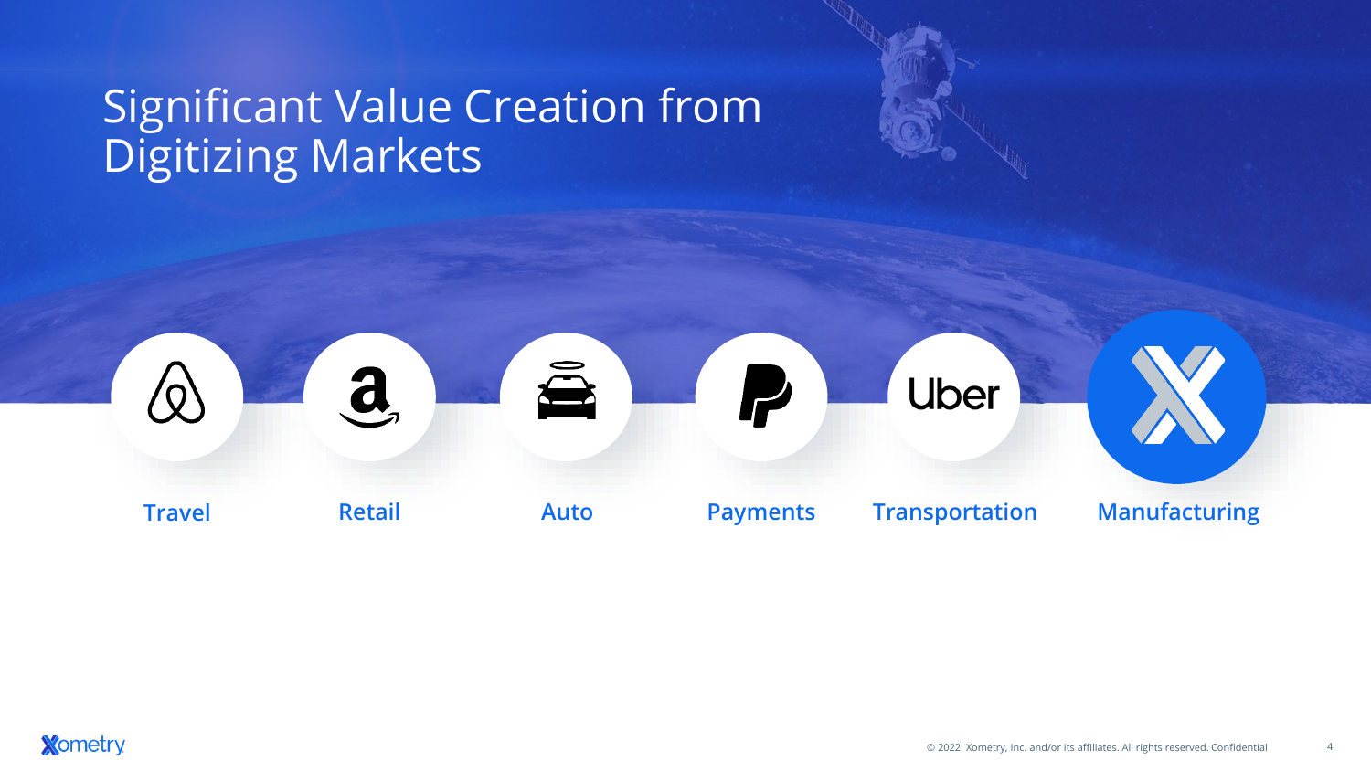# Significant Value Creation from Digitizing Markets

- Travel
- Retail
- Auto
- Payments
- Transportation
- Manufacturing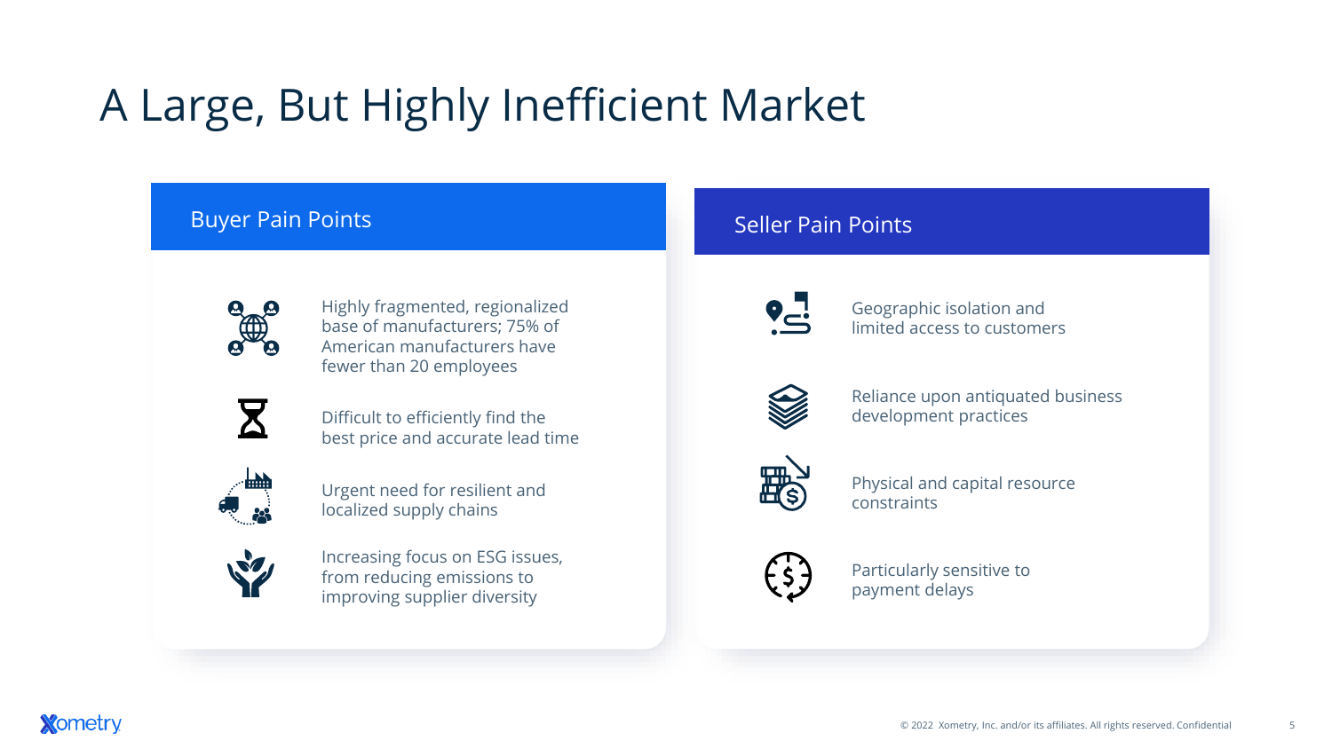# A Large, But Highly Inefficient Market

## Buyer Pain Points

- Highly fragmented, regionalized base of manufacturers; 75% of American manufacturers have fewer than 20 employees
- Difficult to efficiently find the best price and accurate lead time
- Urgent need for resilient and localized supply chains
- Increasing focus on ESG issues, from reducing emissions to improving supplier diversity

## Seller Pain Points

- Geographic isolation and limited access to customers
- Reliance upon antiquated business development practices
- Physical and capital resource constraints
- Particularly sensitive to payment delays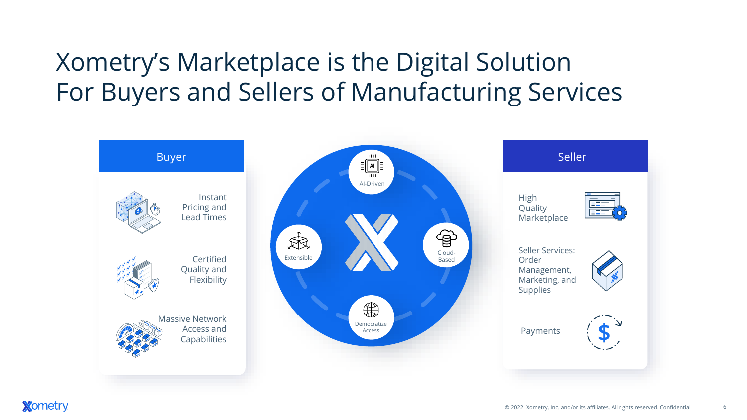# Xometry's Marketplace is the Digital Solution For Buyers and Sellers of Manufacturing Services

## Buyer

- Instant Pricing and Lead Times
- Certified Quality and Flexibility
- Massive Network Access and Capabilities

AI-Driven

Extensible

Cloud-Based

Democratize Access

## Seller

- High Quality Marketplace
- Seller Services: Order Management, Marketing, and Supplies
- Payments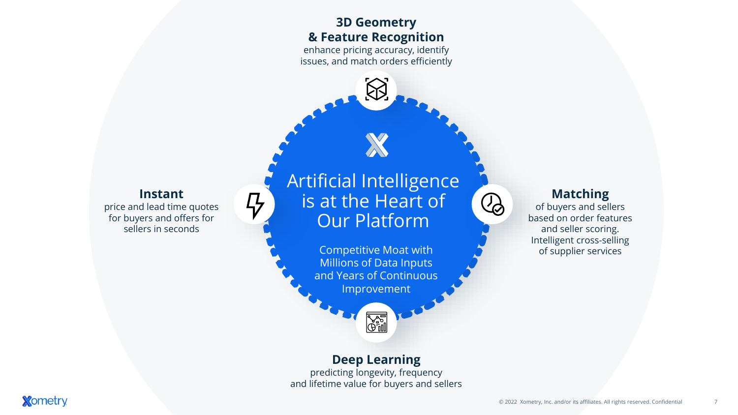# Artificial Intelligence is at the Heart of Our Platform

Competitive Moat with Millions of Data Inputs and Years of Continuous Improvement

### 3D Geometry & Feature Recognition

enhance pricing accuracy, identify issues, and match orders efficiently

### Instant

price and lead time quotes for buyers and offers for sellers in seconds

### Matching

of buyers and sellers based on order features and seller scoring. Intelligent cross-selling of supplier services

### Deep Learning

predicting longevity, frequency and lifetime value for buyers and sellers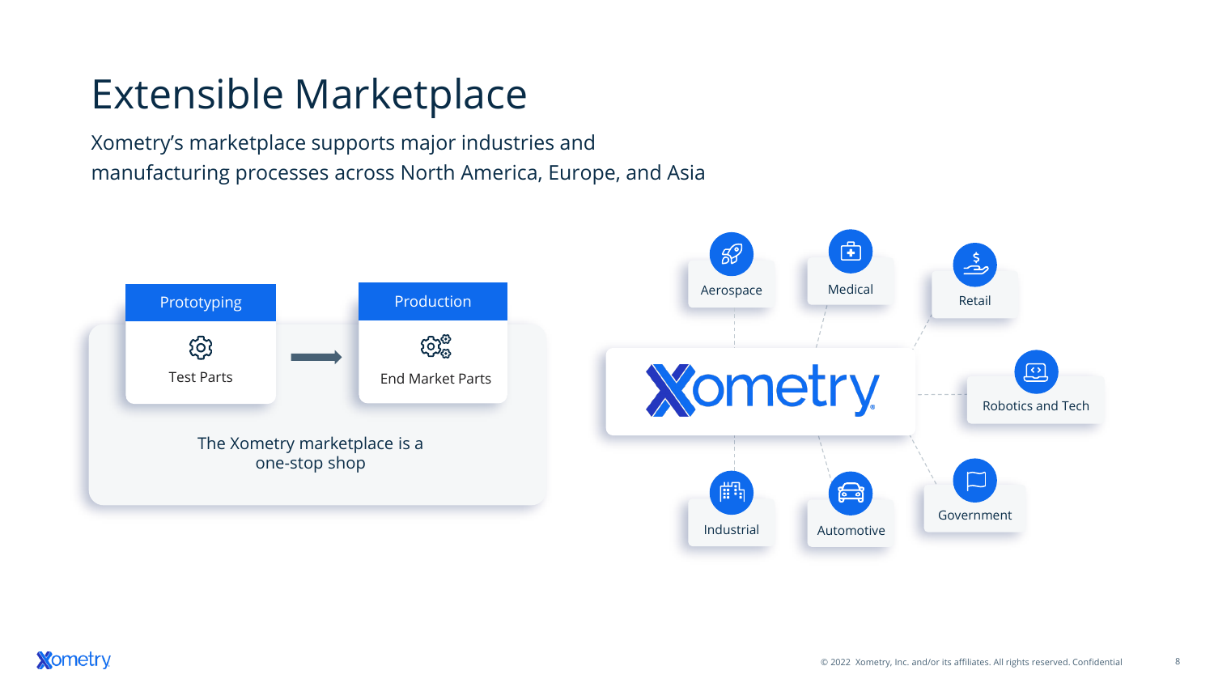# Extensible Marketplace

Xometry's marketplace supports major industries and manufacturing processes across North America, Europe, and Asia

**Prototyping**
Test Parts

→

**Production**
End Market Parts

The Xometry marketplace is a one-stop shop

Xometry

- Aerospace
- Medical
- Retail
- Robotics and Tech
- Industrial
- Automotive
- Government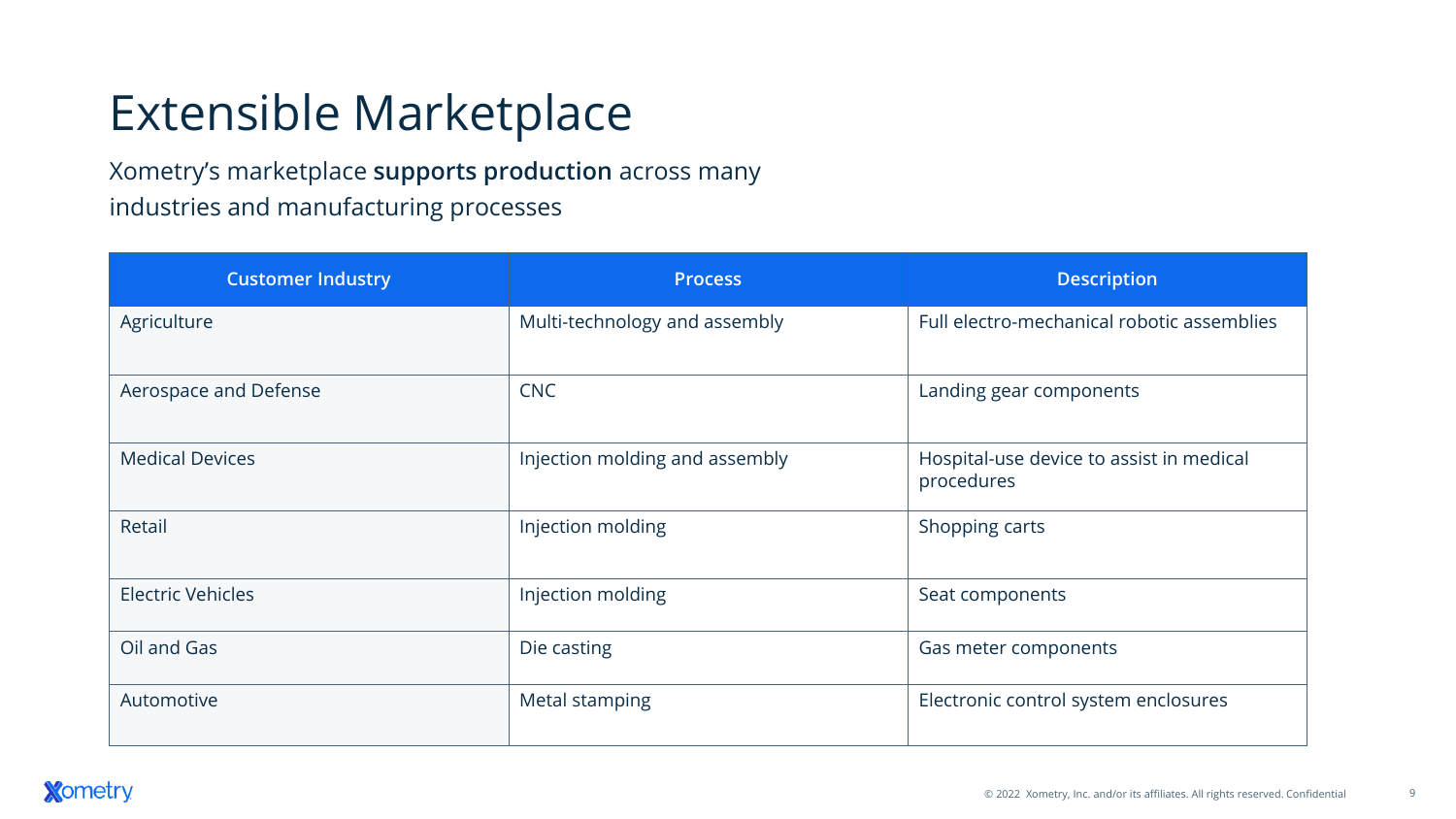# Extensible Marketplace

Xometry's marketplace **supports production** across many industries and manufacturing processes

| Customer Industry | Process | Description |
|---|---|---|
| Agriculture | Multi-technology and assembly | Full electro-mechanical robotic assemblies |
| Aerospace and Defense | CNC | Landing gear components |
| Medical Devices | Injection molding and assembly | Hospital-use device to assist in medical procedures |
| Retail | Injection molding | Shopping carts |
| Electric Vehicles | Injection molding | Seat components |
| Oil and Gas | Die casting | Gas meter components |
| Automotive | Metal stamping | Electronic control system enclosures |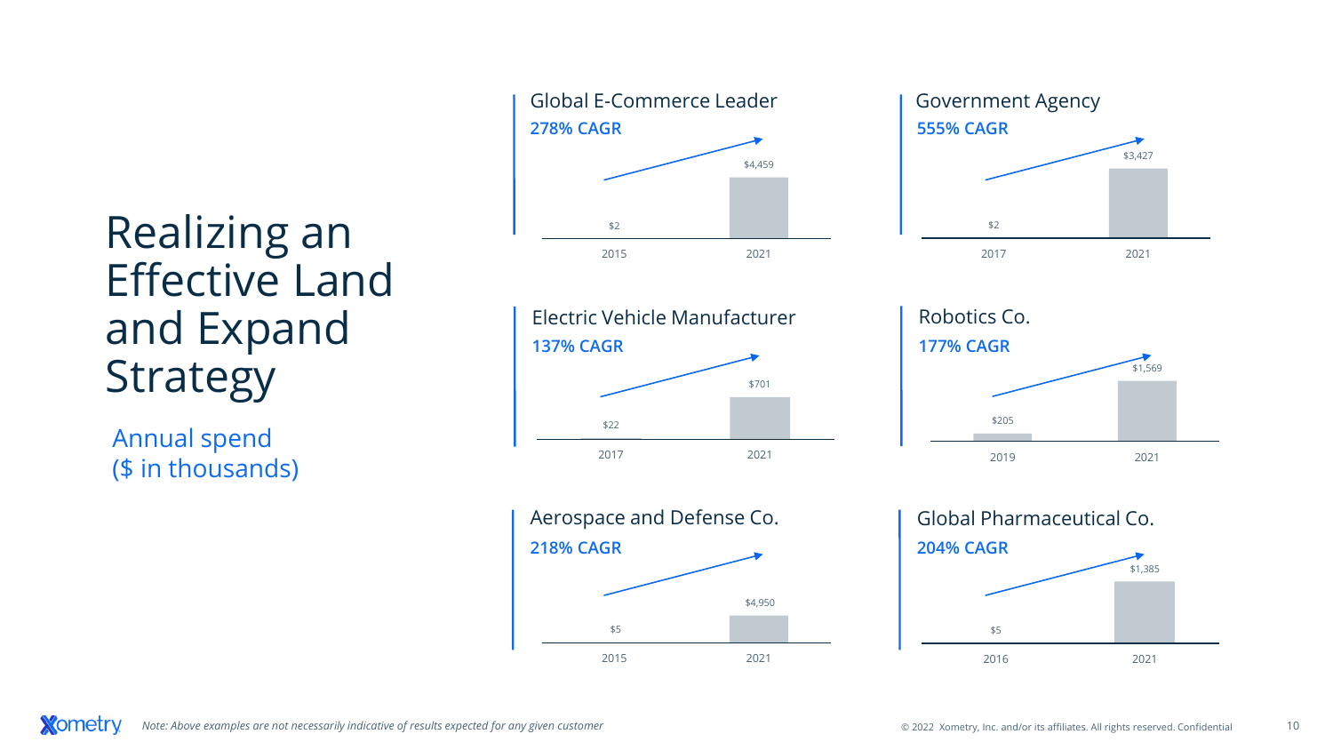# Realizing an Effective Land and Expand Strategy

Annual spend
($ in thousands)

### Global E-Commerce Leader

**278% CAGR**

| 2015 | 2021 |
| --- | --- |
| $2 | $4,459 |

### Government Agency

**555% CAGR**

| 2017 | 2021 |
| --- | --- |
| $2 | $3,427 |

### Electric Vehicle Manufacturer

**137% CAGR**

| 2017 | 2021 |
| --- | --- |
| $22 | $701 |

### Robotics Co.

**177% CAGR**

| 2019 | 2021 |
| --- | --- |
| $205 | $1,569 |

### Aerospace and Defense Co.

**218% CAGR**

| 2015 | 2021 |
| --- | --- |
| $5 | $4,950 |

### Global Pharmaceutical Co.

**204% CAGR**

| 2016 | 2021 |
| --- | --- |
| $5 | $1,385 |

*Note: Above examples are not necessarily indicative of results expected for any given customer*

© 2022 Xometry, Inc. and/or its affiliates. All rights reserved. Confidential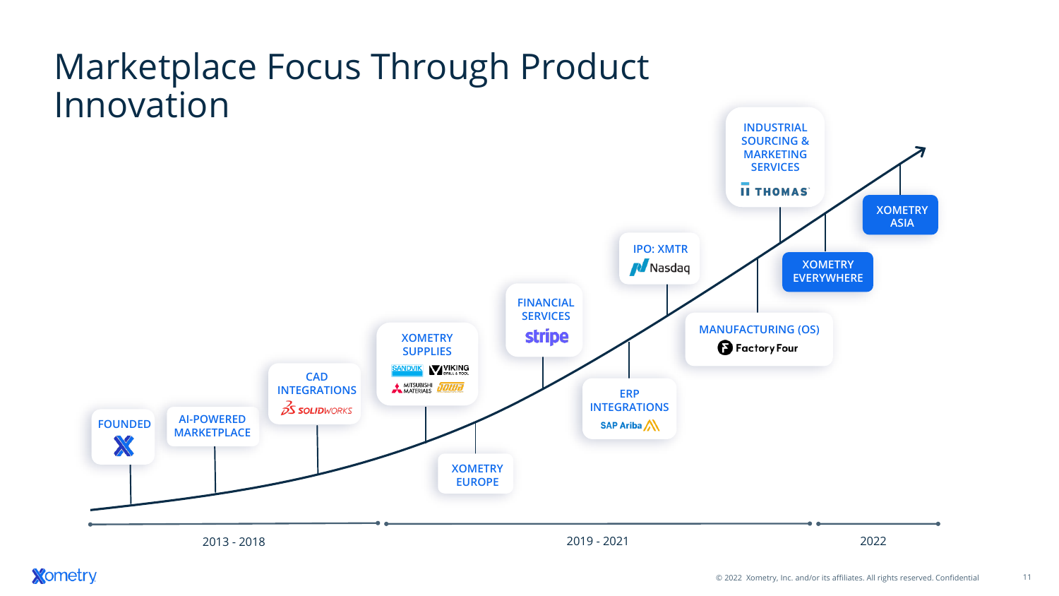# Marketplace Focus Through Product Innovation

**2013 - 2018**

- FOUNDED
- AI-POWERED MARKETPLACE
- CAD INTEGRATIONS — SOLIDWORKS

**2019 - 2021**

- XOMETRY SUPPLIES — SANDVIK, VIKING DRILL & TOOL, MITSUBISHI MATERIALS, IOWA
- XOMETRY EUROPE
- FINANCIAL SERVICES — stripe
- ERP INTEGRATIONS — SAP Ariba
- IPO: XMTR — Nasdaq

**2022**

- MANUFACTURING (OS) — Factory Four
- INDUSTRIAL SOURCING & MARKETING SERVICES — THOMAS
- XOMETRY EVERYWHERE
- XOMETRY ASIA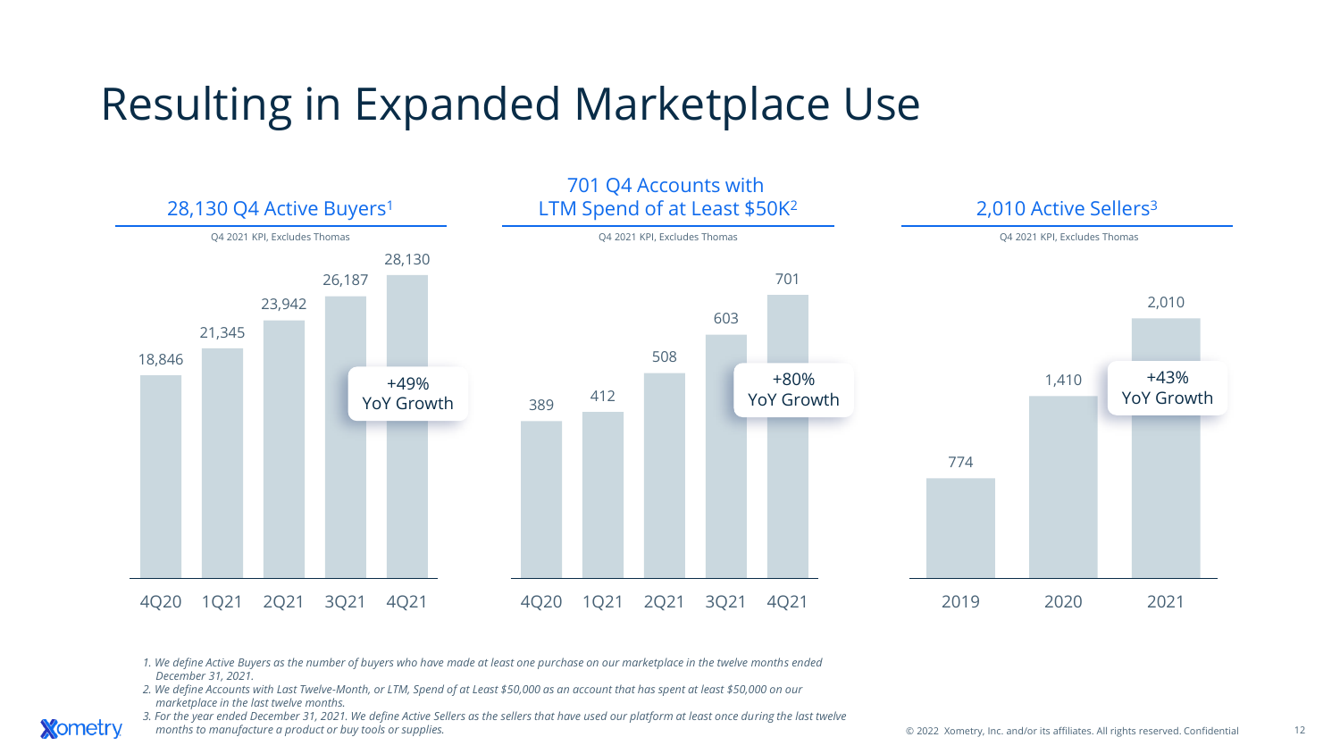# Resulting in Expanded Marketplace Use

## 28,130 Q4 Active Buyers[1]

Q4 2021 KPI, Excludes Thomas

| 4Q20 | 1Q21 | 2Q21 | 3Q21 | 4Q21 |
|---|---|---|---|---|
| 18,846 | 21,345 | 23,942 | 26,187 | 28,130 |

+49% YoY Growth

## 701 Q4 Accounts with LTM Spend of at Least $50K[2]

Q4 2021 KPI, Excludes Thomas

| 4Q20 | 1Q21 | 2Q21 | 3Q21 | 4Q21 |
|---|---|---|---|---|
| 389 | 412 | 508 | 603 | 701 |

+80% YoY Growth

## 2,010 Active Sellers[3]

Q4 2021 KPI, Excludes Thomas

| 2019 | 2020 | 2021 |
|---|---|---|
| 774 | 1,410 | 2,010 |

+43% YoY Growth

1. *We define Active Buyers as the number of buyers who have made at least one purchase on our marketplace in the twelve months ended December 31, 2021.*
2. *We define Accounts with Last Twelve-Month, or LTM, Spend of at Least $50,000 as an account that has spent at least $50,000 on our marketplace in the last twelve months.*
3. *For the year ended December 31, 2021. We define Active Sellers as the sellers that have used our platform at least once during the last twelve months to manufacture a product or buy tools or supplies.*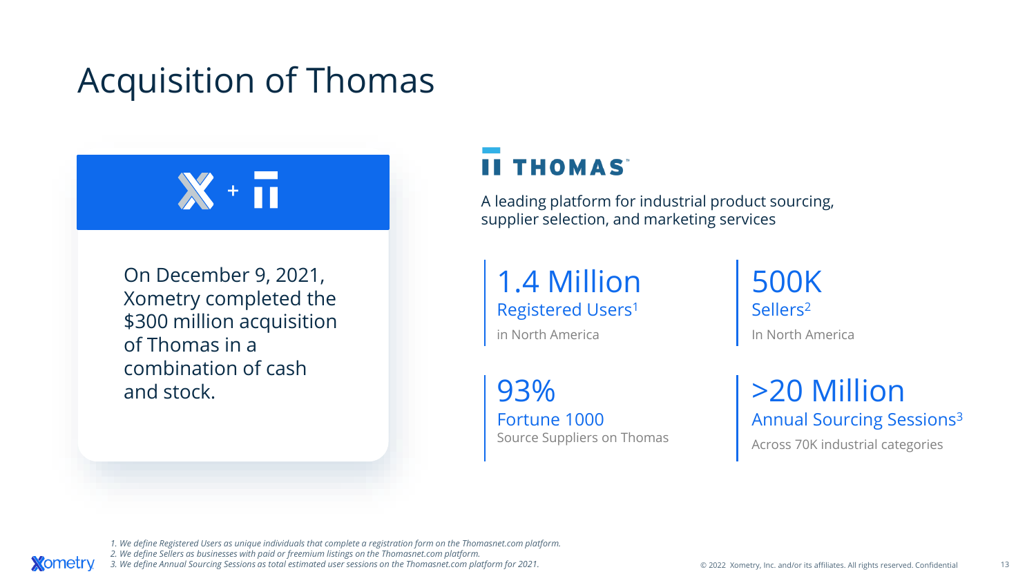# Acquisition of Thomas

On December 9, 2021, Xometry completed the $300 million acquisition of Thomas in a combination of cash and stock.

## THOMAS

A leading platform for industrial product sourcing, supplier selection, and marketing services

**1.4 Million**
Registered Users[1]
in North America

**500K**
Sellers[2]
In North America

**93%**
Fortune 1000
Source Suppliers on Thomas

**>20 Million**
Annual Sourcing Sessions[3]
Across 70K industrial categories

*1. We define Registered Users as unique individuals that complete a registration form on the Thomasnet.com platform.*
*2. We define Sellers as businesses with paid or freemium listings on the Thomasnet.com platform.*
*3. We define Annual Sourcing Sessions as total estimated user sessions on the Thomasnet.com platform for 2021.*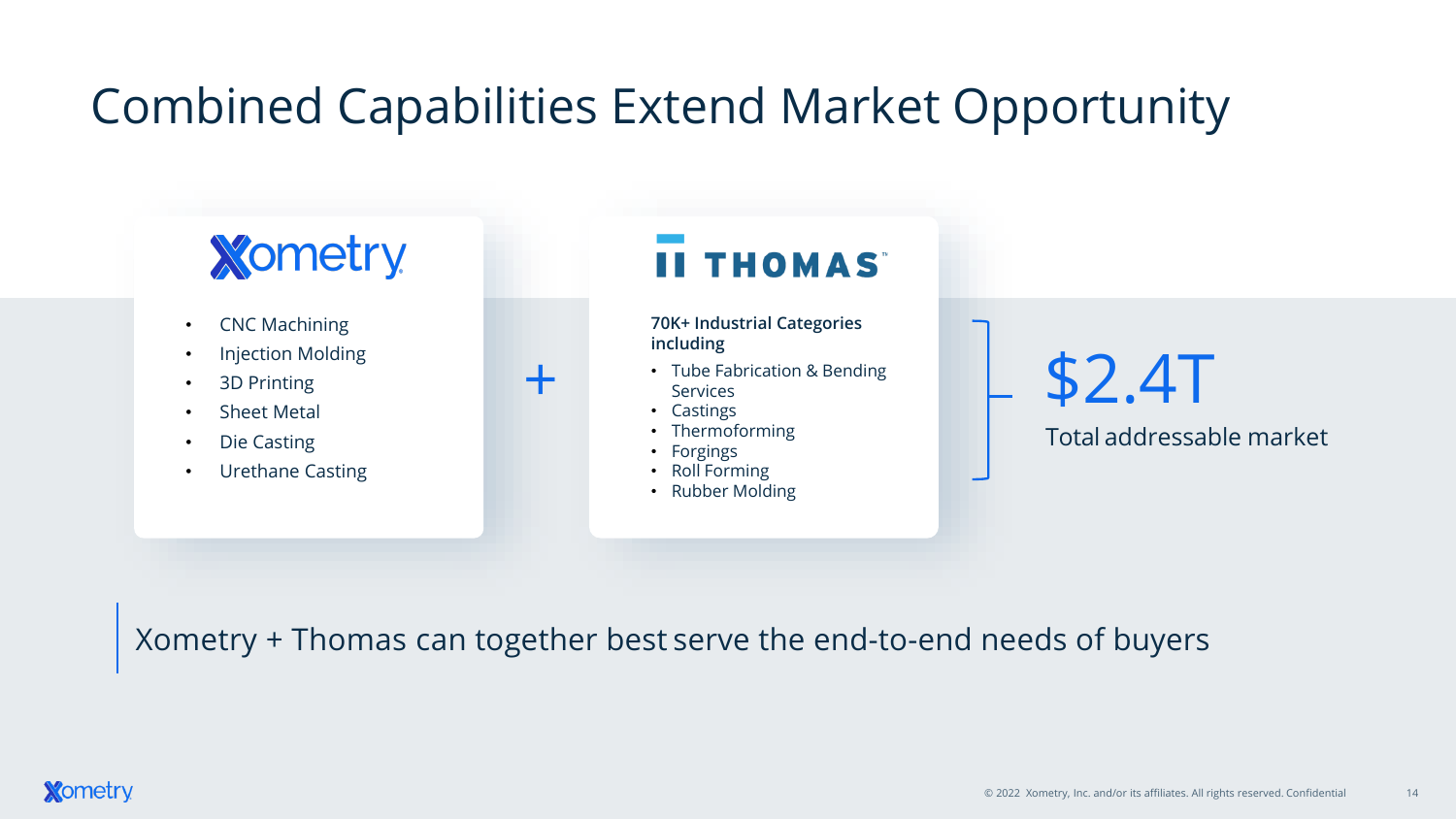# Combined Capabilities Extend Market Opportunity

**Xometry**

- CNC Machining
- Injection Molding
- 3D Printing
- Sheet Metal
- Die Casting
- Urethane Casting

+

**THOMAS**

**70K+ Industrial Categories including**

- Tube Fabrication & Bending Services
- Castings
- Thermoforming
- Forgings
- Roll Forming
- Rubber Molding

**$2.4T**

Total addressable market

Xometry + Thomas can together best serve the end-to-end needs of buyers

© 2022 Xometry, Inc. and/or its affiliates. All rights reserved. Confidential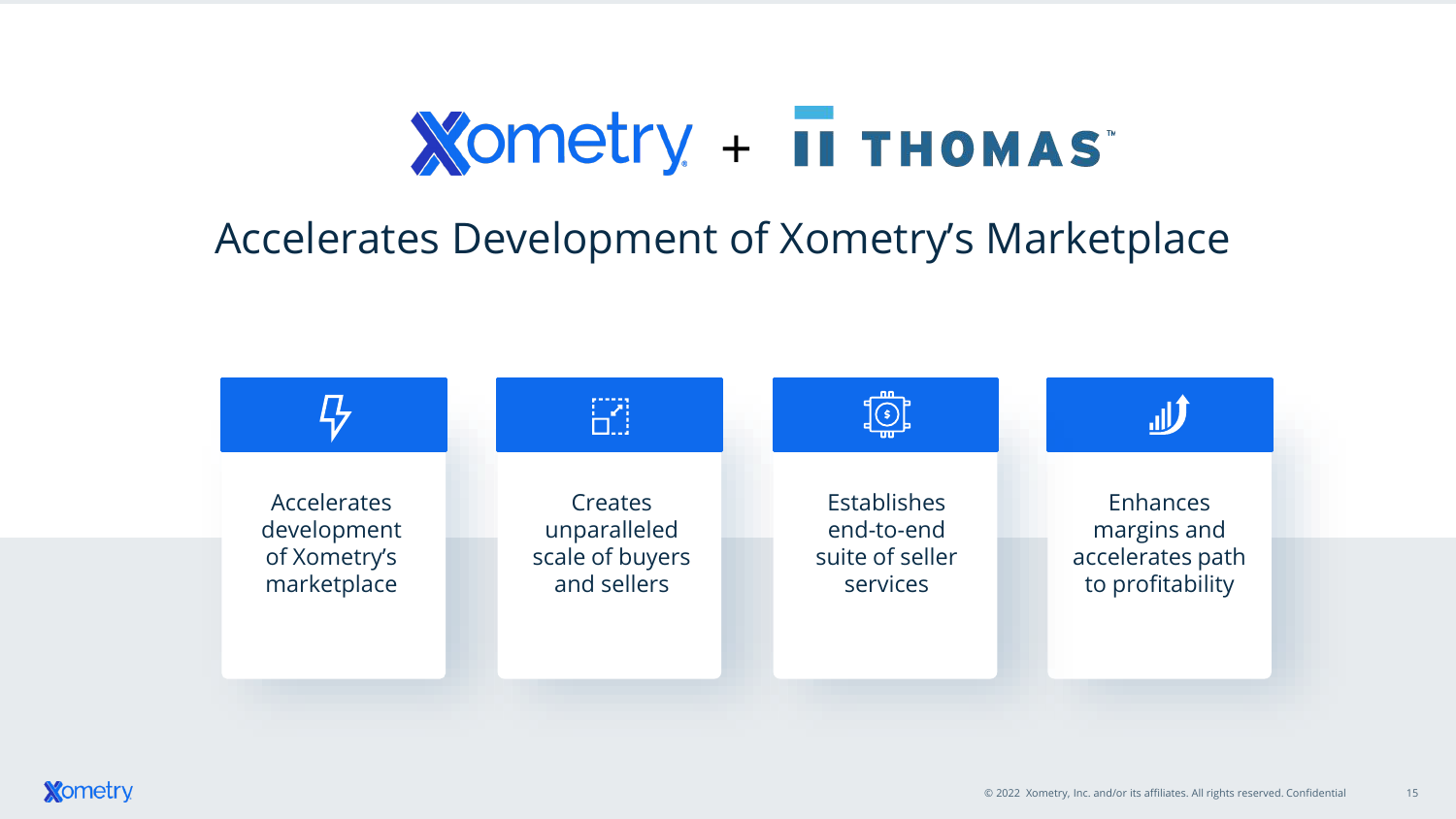# Xometry + THOMAS

## Accelerates Development of Xometry's Marketplace

- Accelerates development of Xometry's marketplace
- Creates unparalleled scale of buyers and sellers
- Establishes end-to-end suite of seller services
- Enhances margins and accelerates path to profitability

© 2022 Xometry, Inc. and/or its affiliates. All rights reserved. Confidential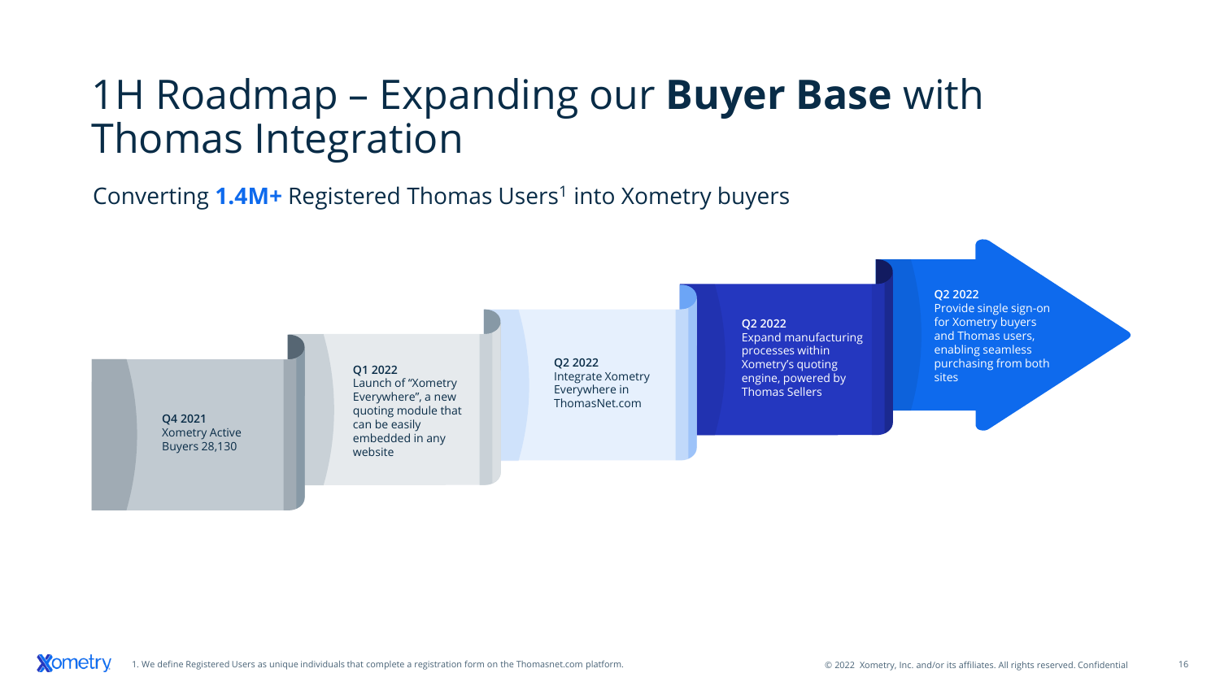# 1H Roadmap – Expanding our **Buyer Base** with Thomas Integration

Converting **1.4M+** Registered Thomas Users[1] into Xometry buyers

- **Q4 2021**
  Xometry Active Buyers 28,130
- **Q1 2022**
  Launch of "Xometry Everywhere", a new quoting module that can be easily embedded in any website
- **Q2 2022**
  Integrate Xometry Everywhere in ThomasNet.com
- **Q2 2022**
  Expand manufacturing processes within Xometry's quoting engine, powered by Thomas Sellers
- **Q2 2022**
  Provide single sign-on for Xometry buyers and Thomas users, enabling seamless purchasing from both sites

1. We define Registered Users as unique individuals that complete a registration form on the Thomasnet.com platform.

© 2022 Xometry, Inc. and/or its affiliates. All rights reserved. Confidential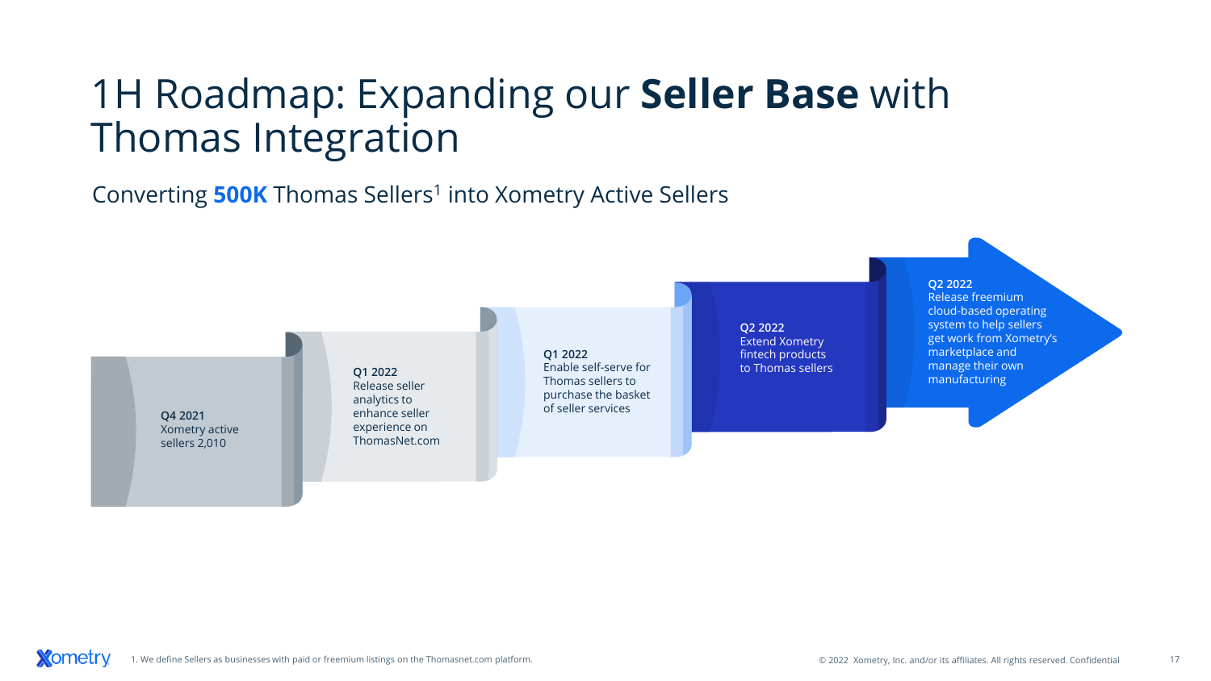# 1H Roadmap: Expanding our **Seller Base** with Thomas Integration

Converting **500K** Thomas Sellers[1] into Xometry Active Sellers

**Q4 2021**
Xometry active sellers 2,010

**Q1 2022**
Release seller analytics to enhance seller experience on ThomasNet.com

**Q1 2022**
Enable self-serve for Thomas sellers to purchase the basket of seller services

**Q2 2022**
Extend Xometry fintech products to Thomas sellers

**Q2 2022**
Release freemium cloud-based operating system to help sellers get work from Xometry's marketplace and manage their own manufacturing

1. We define Sellers as businesses with paid or freemium listings on the Thomasnet.com platform.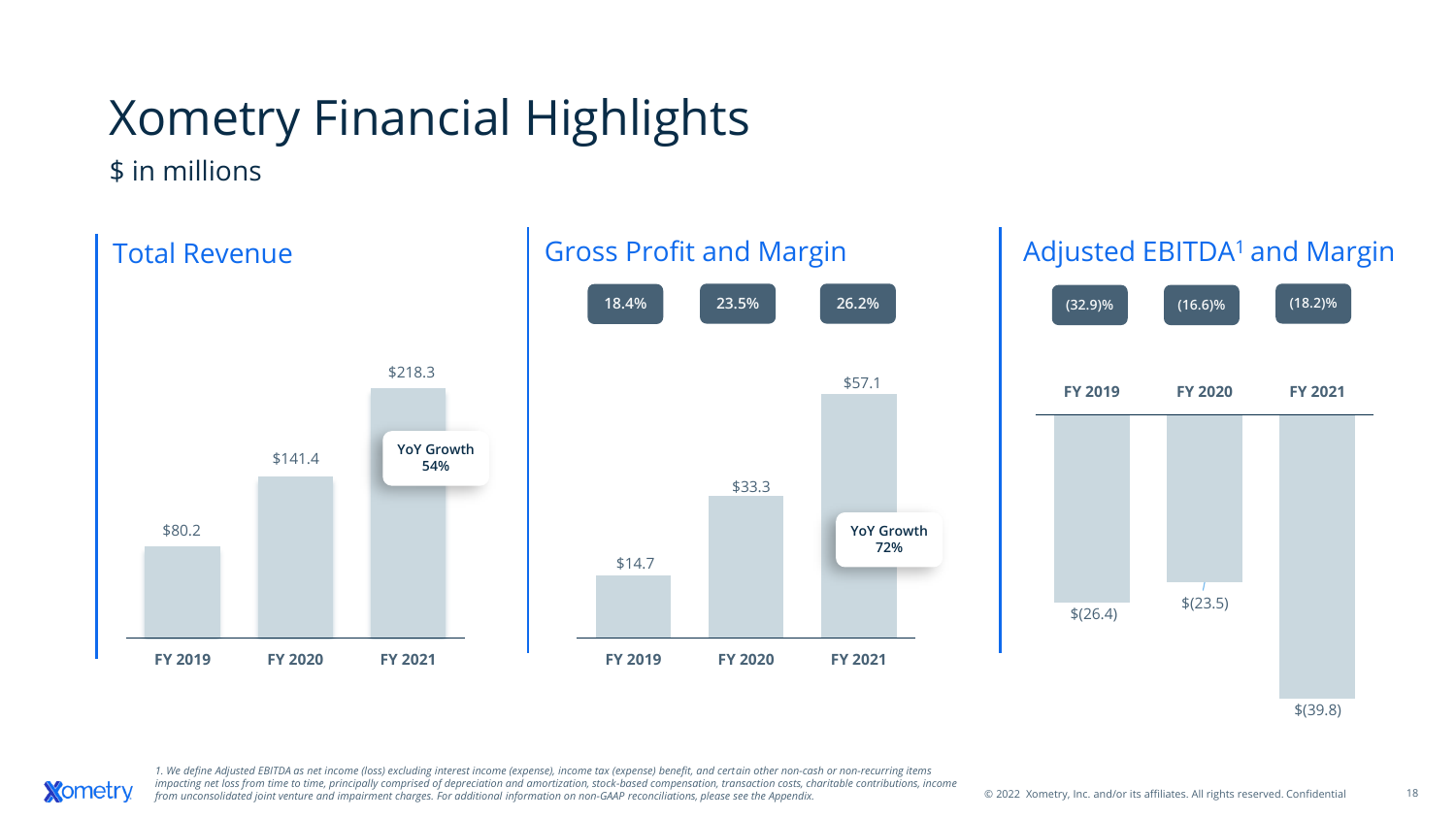# Xometry Financial Highlights

$ in millions

## Total Revenue

| | FY 2019 | FY 2020 | FY 2021 |
|---|---|---|---|
| Total Revenue | $80.2 | $141.4 | $218.3 |

YoY Growth 54%

## Gross Profit and Margin

| | FY 2019 | FY 2020 | FY 2021 |
|---|---|---|---|
| Gross Profit | $14.7 | $33.3 | $57.1 |
| Margin | 18.4% | 23.5% | 26.2% |

YoY Growth 72%

## Adjusted EBITDA[1] and Margin

| | FY 2019 | FY 2020 | FY 2021 |
|---|---|---|---|
| Adjusted EBITDA | $(26.4) | $(23.5) | $(39.8) |
| Margin | (32.9)% | (16.6)% | (18.2)% |

*1. We define Adjusted EBITDA as net income (loss) excluding interest income (expense), income tax (expense) benefit, and certain other non-cash or non-recurring items impacting net loss from time to time, principally comprised of depreciation and amortization, stock-based compensation, transaction costs, charitable contributions, income from unconsolidated joint venture and impairment charges. For additional information on non-GAAP reconciliations, please see the Appendix.*

© 2022 Xometry, Inc. and/or its affiliates. All rights reserved. Confidential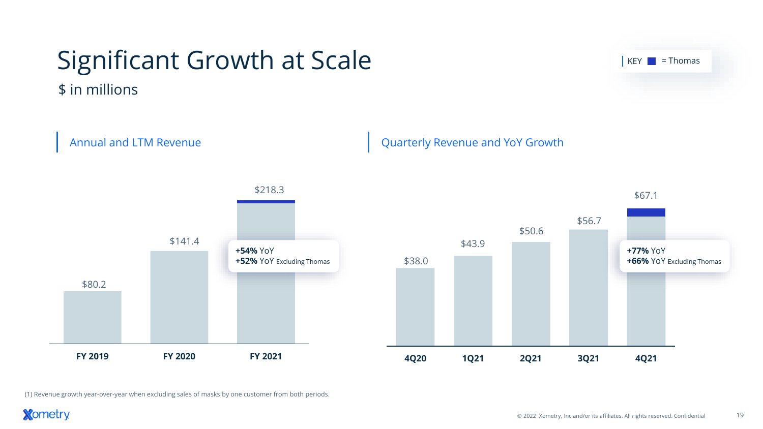# Significant Growth at Scale

$ in millions

KEY ■ = Thomas

## Annual and LTM Revenue

| | FY 2019 | FY 2020 | FY 2021 |
|---|---|---|---|
| Revenue | $80.2 | $141.4 | $218.3 |

**+54%** YoY
**+52%** YoY Excluding Thomas

## Quarterly Revenue and YoY Growth

| | 4Q20 | 1Q21 | 2Q21 | 3Q21 | 4Q21 |
|---|---|---|---|---|---|
| Revenue | $38.0 | $43.9 | $50.6 | $56.7 | $67.1 |

**+77%** YoY
**+66%** YoY Excluding Thomas

(1) Revenue growth year-over-year when excluding sales of masks by one customer from both periods.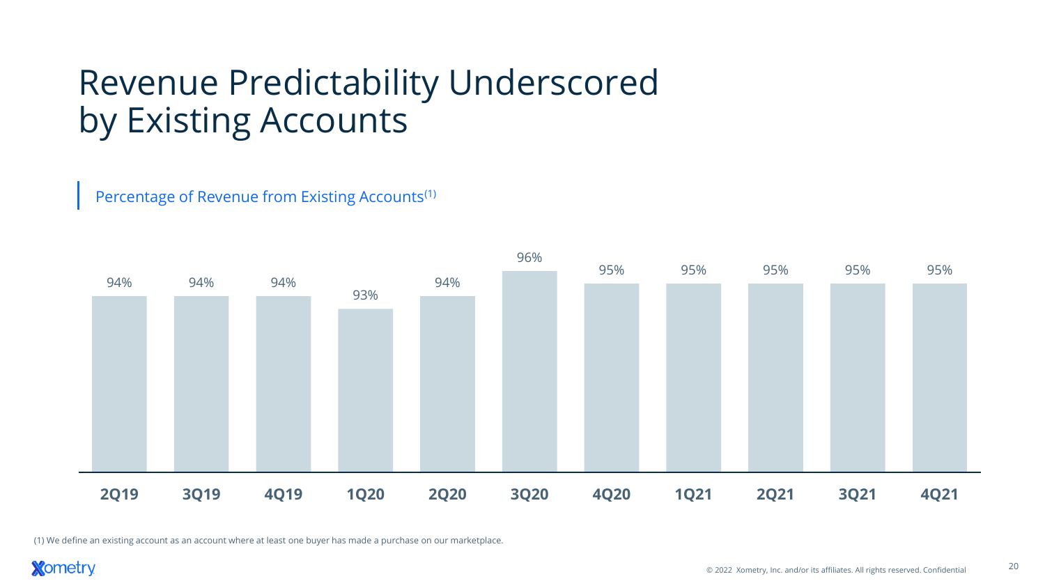# Revenue Predictability Underscored by Existing Accounts

## Percentage of Revenue from Existing Accounts[1]

| 2Q19 | 3Q19 | 4Q19 | 1Q20 | 2Q20 | 3Q20 | 4Q20 | 1Q21 | 2Q21 | 3Q21 | 4Q21 |
|---|---|---|---|---|---|---|---|---|---|---|
| 94% | 94% | 94% | 93% | 94% | 96% | 95% | 95% | 95% | 95% | 95% |

(1) We define an existing account as an account where at least one buyer has made a purchase on our marketplace.

© 2022 Xometry, Inc. and/or its affiliates. All rights reserved. Confidential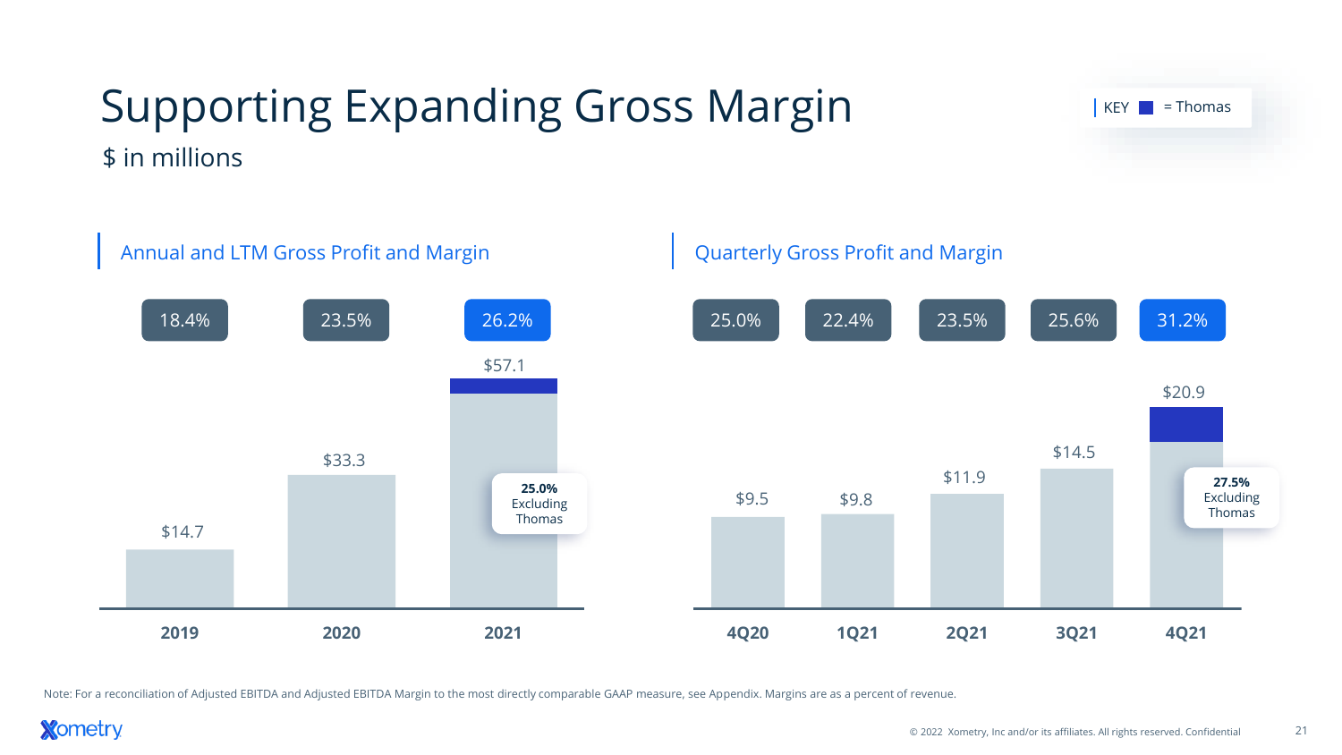# Supporting Expanding Gross Margin

$ in millions

KEY ■ = Thomas

## Annual and LTM Gross Profit and Margin

| | 2019 | 2020 | 2021 |
|---|---|---|---|
| Gross Margin | 18.4% | 23.5% | 26.2% |
| Gross Profit | $14.7 | $33.3 | $57.1 |

2021: **25.0%** Excluding Thomas

## Quarterly Gross Profit and Margin

| | 4Q20 | 1Q21 | 2Q21 | 3Q21 | 4Q21 |
|---|---|---|---|---|---|
| Gross Margin | 25.0% | 22.4% | 23.5% | 25.6% | 31.2% |
| Gross Profit | $9.5 | $9.8 | $11.9 | $14.5 | $20.9 |

4Q21: **27.5%** Excluding Thomas

Note: For a reconciliation of Adjusted EBITDA and Adjusted EBITDA Margin to the most directly comparable GAAP measure, see Appendix. Margins are as a percent of revenue.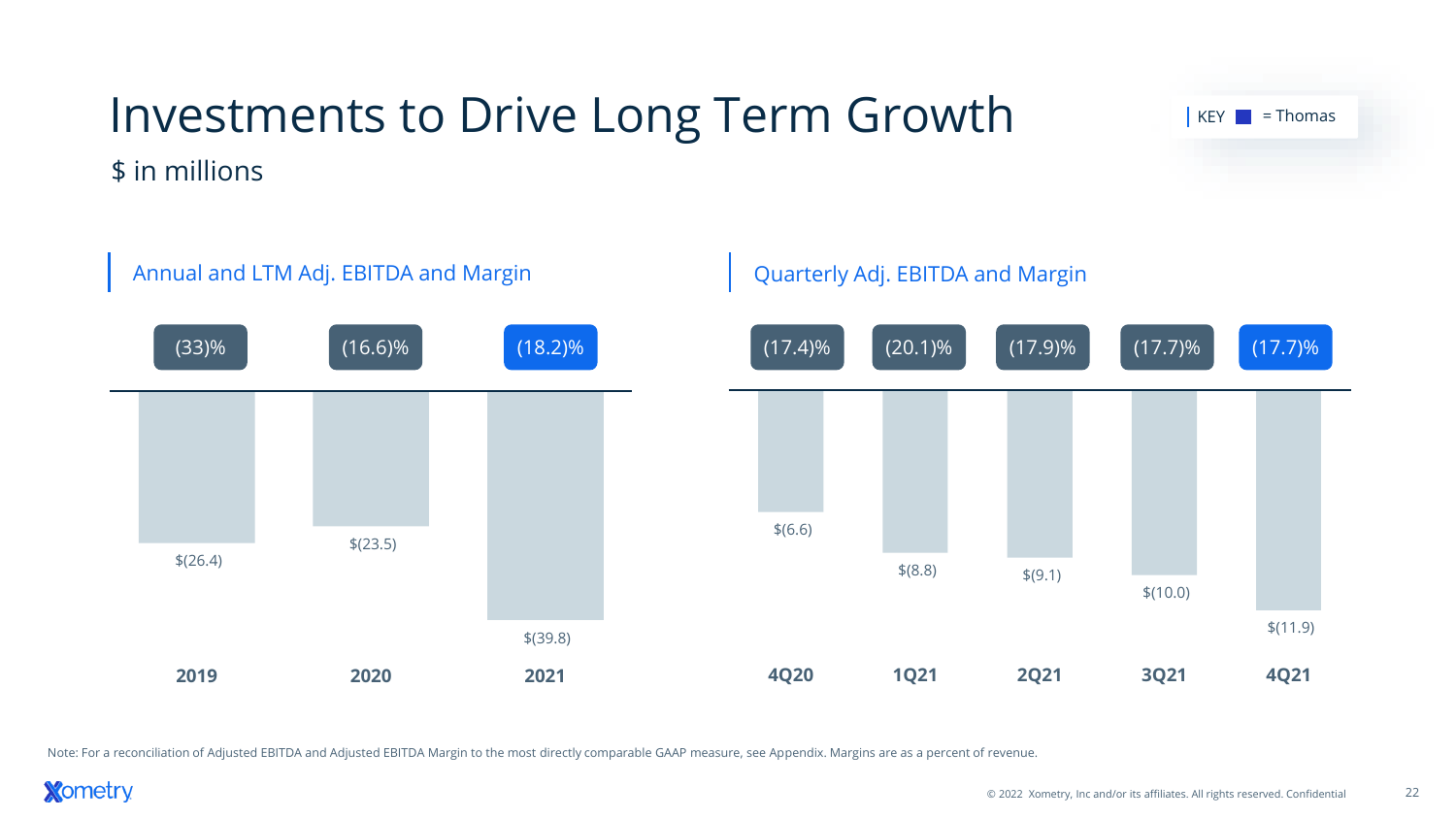# Investments to Drive Long Term Growth

$ in millions

KEY ■ = Thomas

## Annual and LTM Adj. EBITDA and Margin

| | 2019 | 2020 | 2021 |
|---|---|---|---|
| Margin | (33)% | (16.6)% | (18.2)% |
| Adj. EBITDA | $(26.4) | $(23.5) | $(39.8) |

## Quarterly Adj. EBITDA and Margin

| | 4Q20 | 1Q21 | 2Q21 | 3Q21 | 4Q21 |
|---|---|---|---|---|---|
| Margin | (17.4)% | (20.1)% | (17.9)% | (17.7)% | (17.7)% |
| Adj. EBITDA | $(6.6) | $(8.8) | $(9.1) | $(10.0) | $(11.9) |

Note: For a reconciliation of Adjusted EBITDA and Adjusted EBITDA Margin to the most directly comparable GAAP measure, see Appendix. Margins are as a percent of revenue.

© 2022 Xometry, Inc and/or its affiliates. All rights reserved. Confidential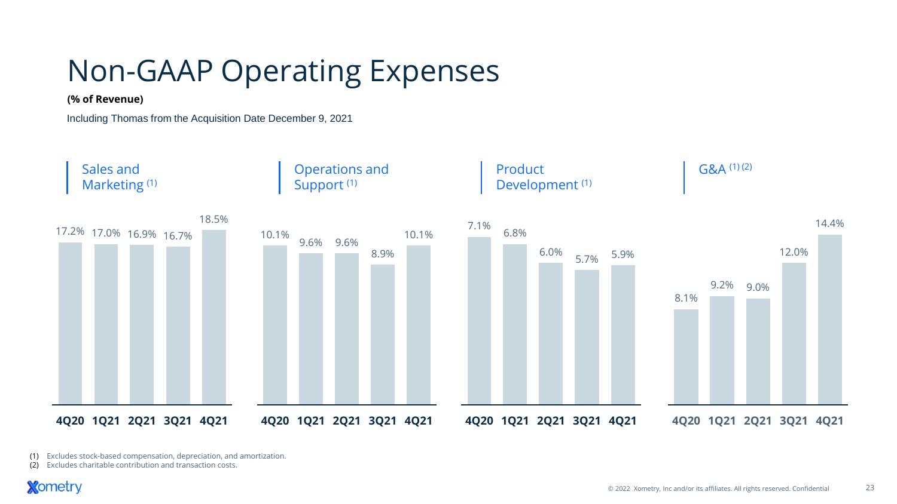# Non-GAAP Operating Expenses

**(% of Revenue)**

Including Thomas from the Acquisition Date December 9, 2021

| | 4Q20 | 1Q21 | 2Q21 | 3Q21 | 4Q21 |
|---|---|---|---|---|---|
| Sales and Marketing [1] | 17.2% | 17.0% | 16.9% | 16.7% | 18.5% |
| Operations and Support [1] | 10.1% | 9.6% | 9.6% | 8.9% | 10.1% |
| Product Development [1] | 7.1% | 6.8% | 6.0% | 5.7% | 5.9% |
| G&A [1] [2] | 8.1% | 9.2% | 9.0% | 12.0% | 14.4% |

(1) Excludes stock-based compensation, depreciation, and amortization.
(2) Excludes charitable contribution and transaction costs.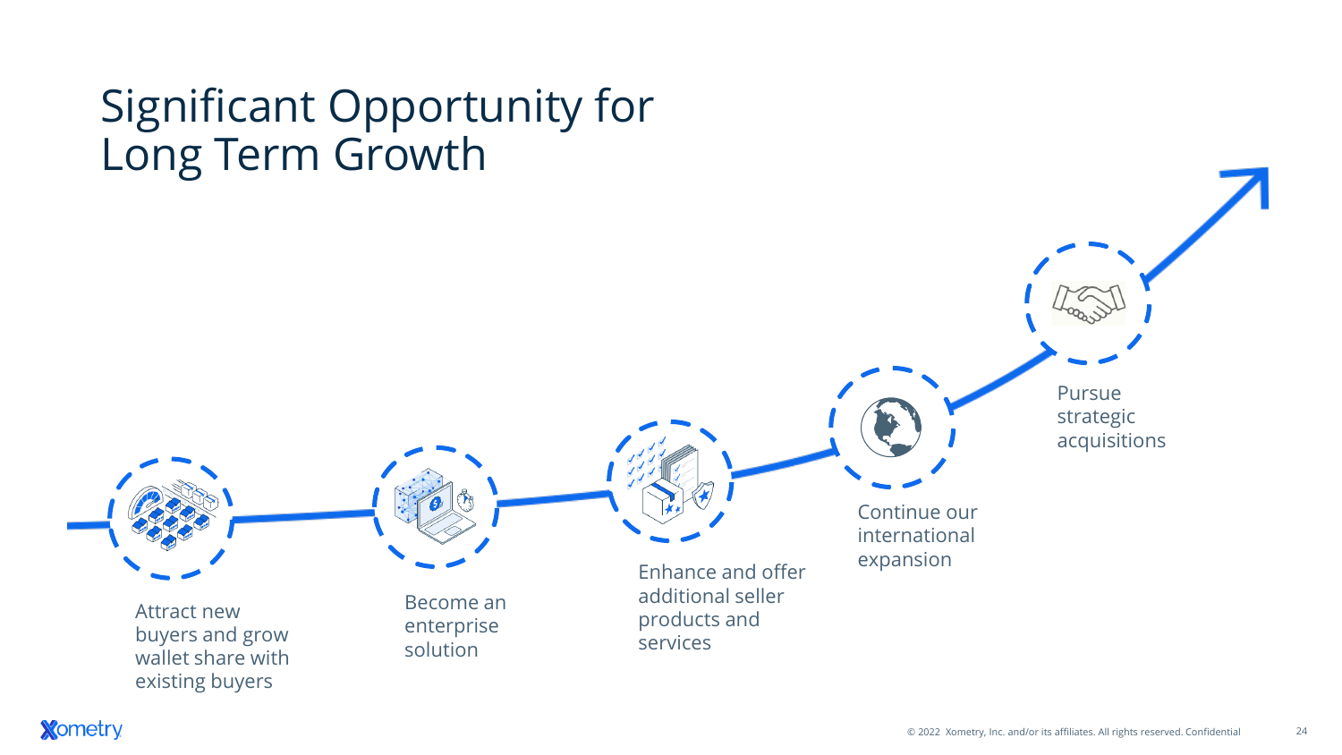# Significant Opportunity for Long Term Growth

- Attract new buyers and grow wallet share with existing buyers
- Become an enterprise solution
- Enhance and offer additional seller products and services
- Continue our international expansion
- Pursue strategic acquisitions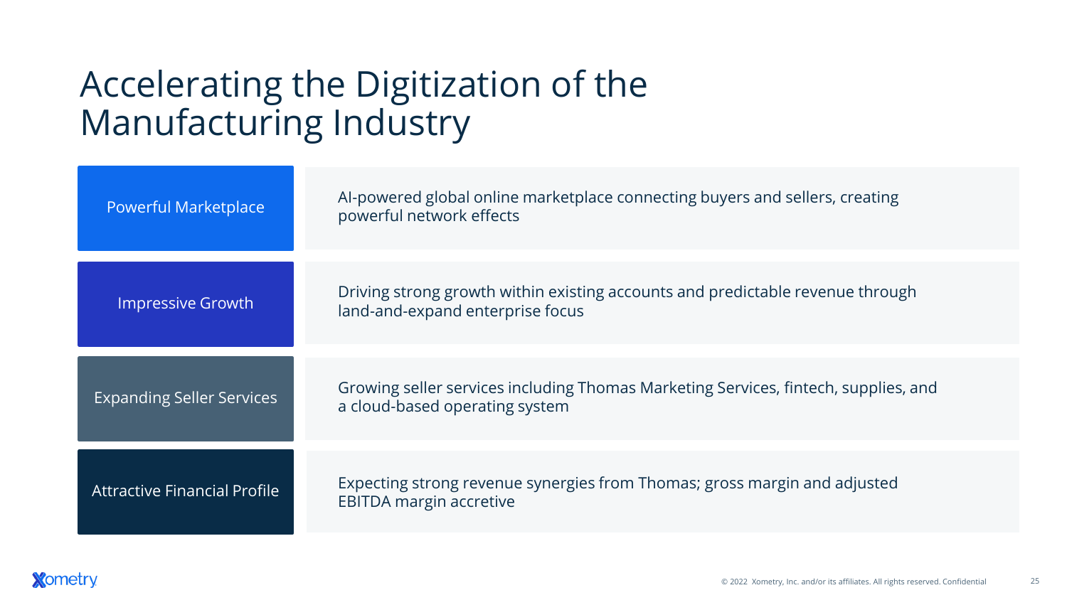# Accelerating the Digitization of the Manufacturing Industry

| | |
|---|---|
| **Powerful Marketplace** | AI-powered global online marketplace connecting buyers and sellers, creating powerful network effects |
| **Impressive Growth** | Driving strong growth within existing accounts and predictable revenue through land-and-expand enterprise focus |
| **Expanding Seller Services** | Growing seller services including Thomas Marketing Services, fintech, supplies, and a cloud-based operating system |
| **Attractive Financial Profile** | Expecting strong revenue synergies from Thomas; gross margin and adjusted EBITDA margin accretive |

Xometry

© 2022 Xometry, Inc. and/or its affiliates. All rights reserved. Confidential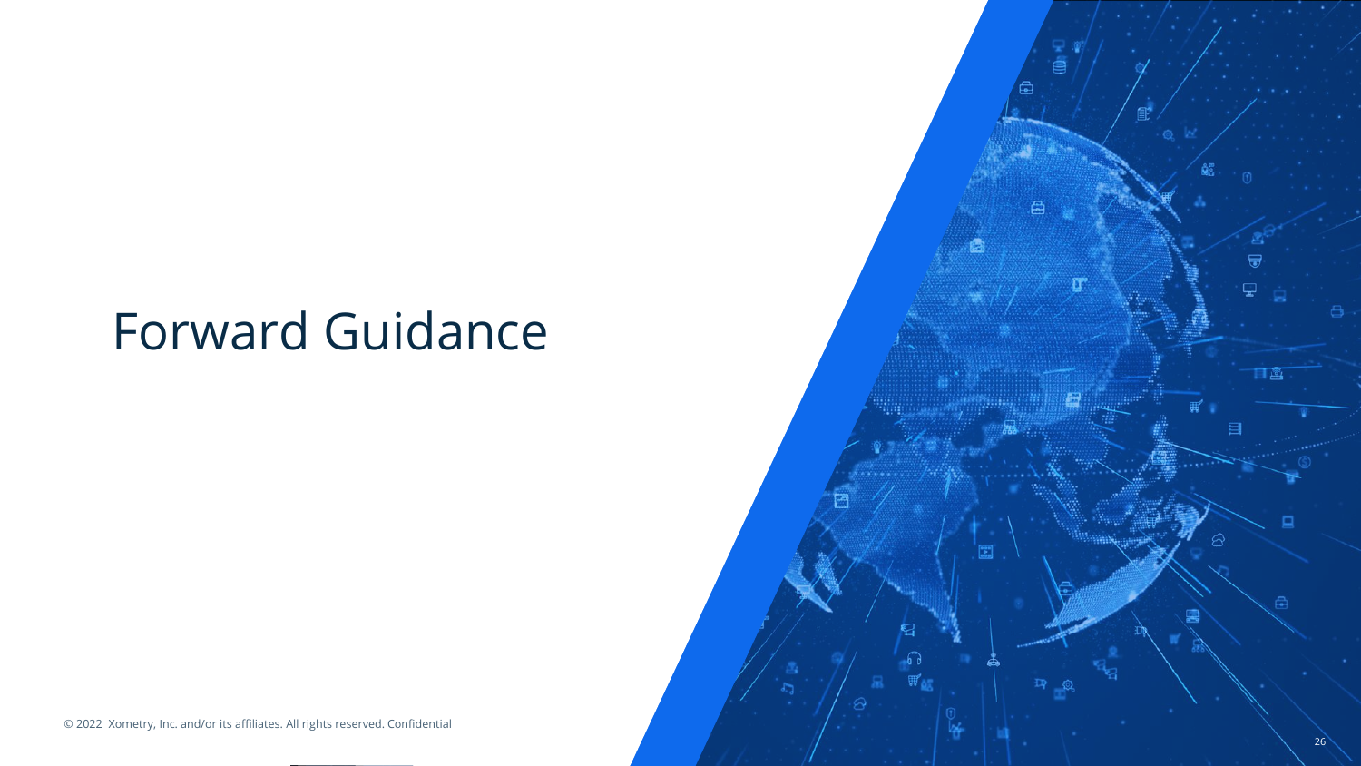# Forward Guidance

© 2022 Xometry, Inc. and/or its affiliates. All rights reserved. Confidential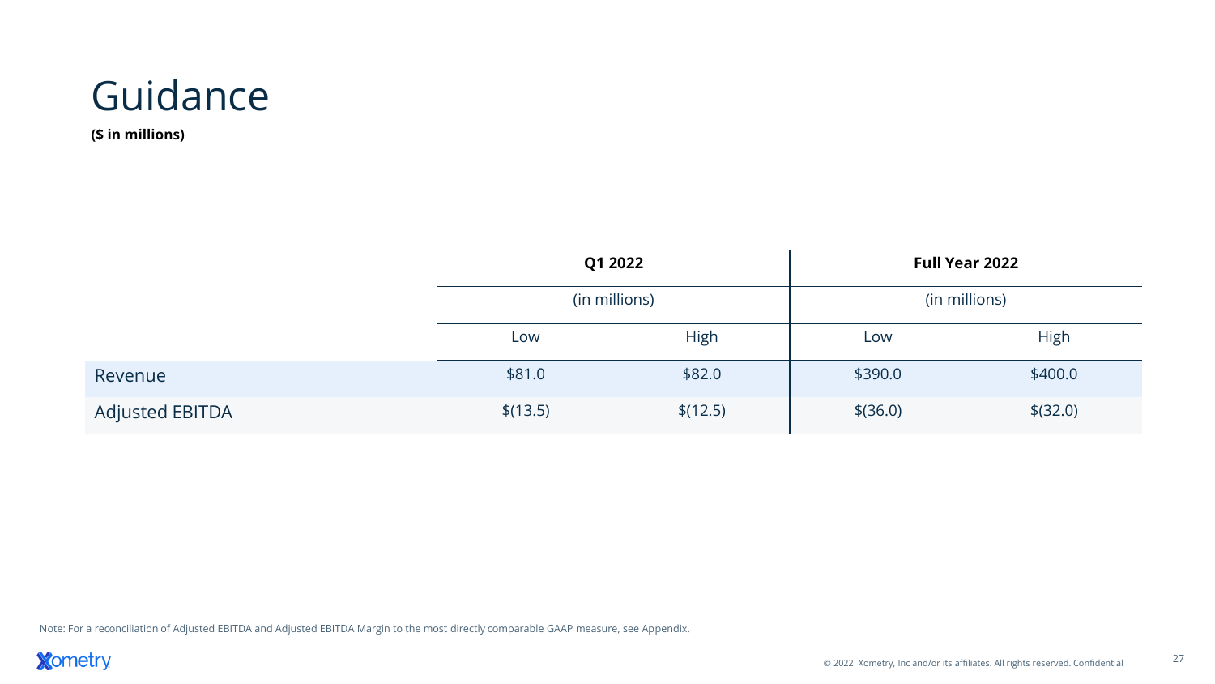# Guidance

**($ in millions)**

| | Q1 2022 (in millions) | | Full Year 2022 (in millions) | |
|---|---|---|---|---|
| | Low | High | Low | High |
| Revenue | $81.0 | $82.0 | $390.0 | $400.0 |
| Adjusted EBITDA | $(13.5) | $(12.5) | $(36.0) | $(32.0) |

Note: For a reconciliation of Adjusted EBITDA and Adjusted EBITDA Margin to the most directly comparable GAAP measure, see Appendix.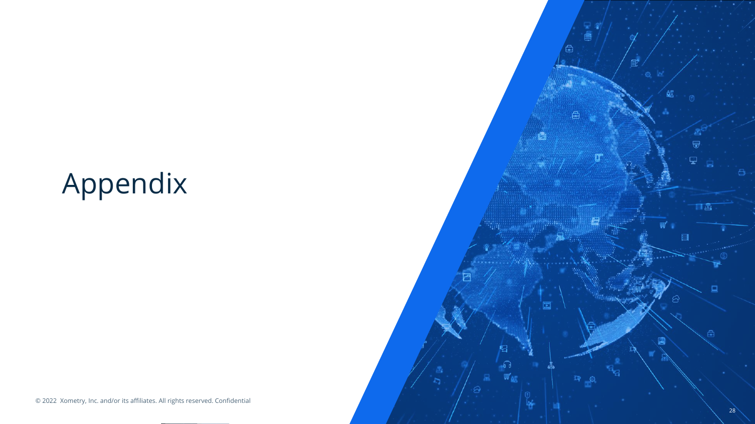# Appendix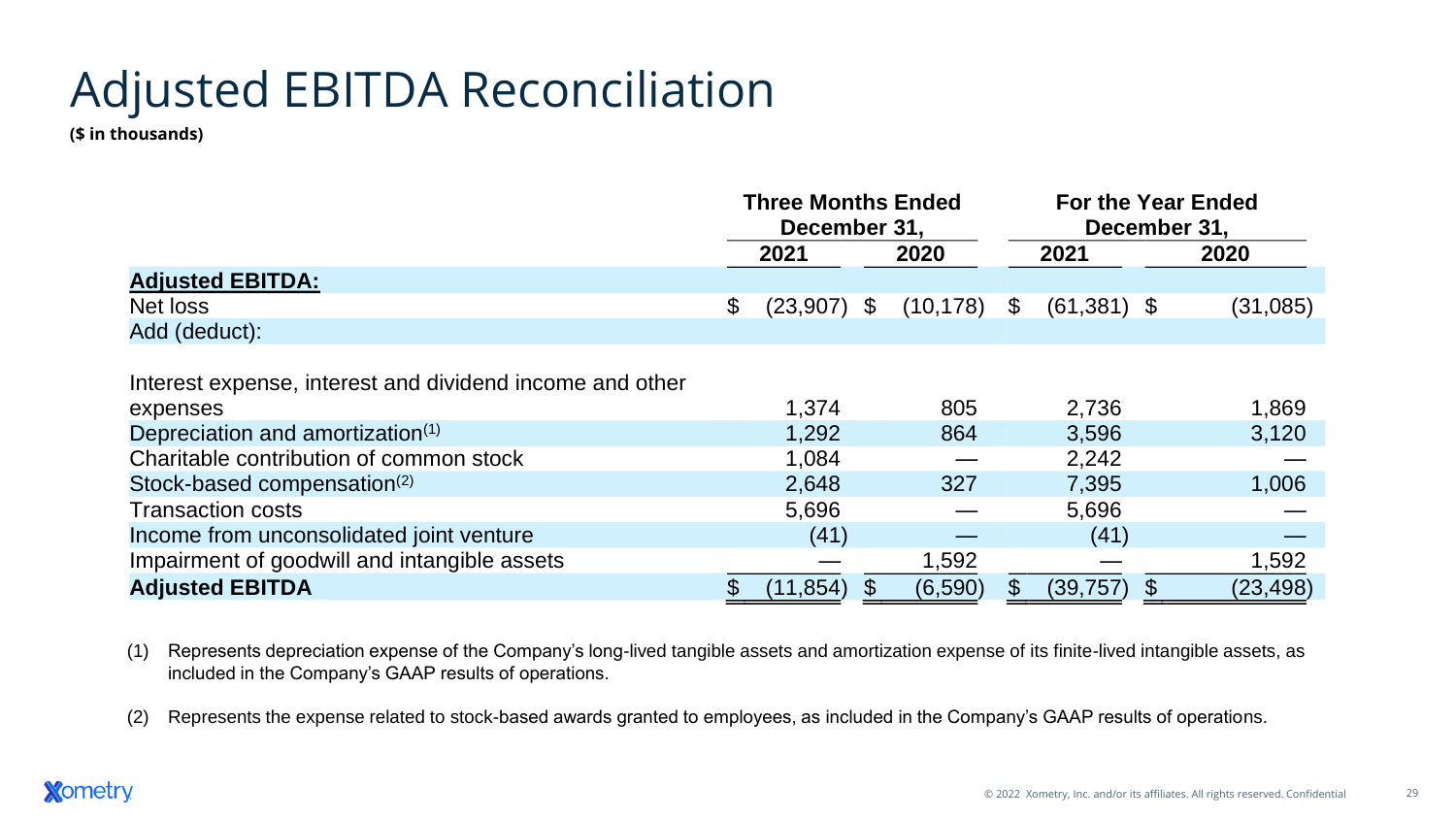# Adjusted EBITDA Reconciliation

**($ in thousands)**

| | Three Months Ended December 31, | | For the Year Ended December 31, | |
|---|---|---|---|---|
| | 2021 | 2020 | 2021 | 2020 |
| **Adjusted EBITDA:** | | | | |
| Net loss | $ (23,907) | $ (10,178) | $ (61,381) | $ (31,085) |
| Add (deduct): | | | | |
| Interest expense, interest and dividend income and other expenses | 1,374 | 805 | 2,736 | 1,869 |
| Depreciation and amortization[(1)] | 1,292 | 864 | 3,596 | 3,120 |
| Charitable contribution of common stock | 1,084 | — | 2,242 | — |
| Stock-based compensation[(2)] | 2,648 | 327 | 7,395 | 1,006 |
| Transaction costs | 5,696 | — | 5,696 | — |
| Income from unconsolidated joint venture | (41) | — | (41) | — |
| Impairment of goodwill and intangible assets | — | 1,592 | — | 1,592 |
| **Adjusted EBITDA** | $ (11,854) | $ (6,590) | $ (39,757) | $ (23,498) |

(1) Represents depreciation expense of the Company's long-lived tangible assets and amortization expense of its finite-lived intangible assets, as included in the Company's GAAP results of operations.

(2) Represents the expense related to stock-based awards granted to employees, as included in the Company's GAAP results of operations.